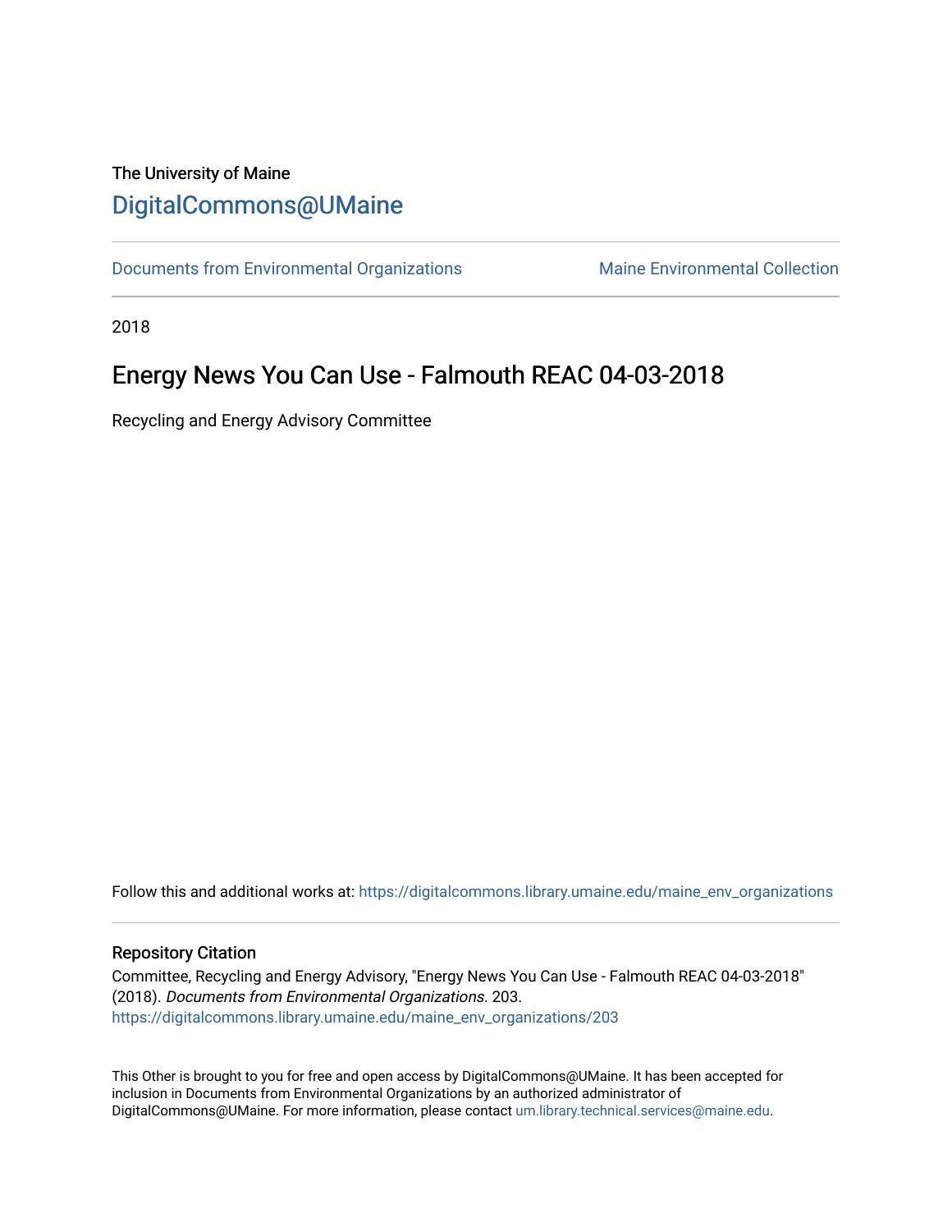The University of Maine

# DigitalCommons@UMaine

Documents from Environmental Organizations | Maine Environmental Collection

2018

## Energy News You Can Use - Falmouth REAC 04-03-2018

Recycling and Energy Advisory Committee

Follow this and additional works at: https://digitalcommons.library.umaine.edu/maine_env_organizations

### Repository Citation

Committee, Recycling and Energy Advisory, "Energy News You Can Use - Falmouth REAC 04-03-2018" (2018). *Documents from Environmental Organizations*. 203.
https://digitalcommons.library.umaine.edu/maine_env_organizations/203

This Other is brought to you for free and open access by DigitalCommons@UMaine. It has been accepted for inclusion in Documents from Environmental Organizations by an authorized administrator of DigitalCommons@UMaine. For more information, please contact um.library.technical.services@maine.edu.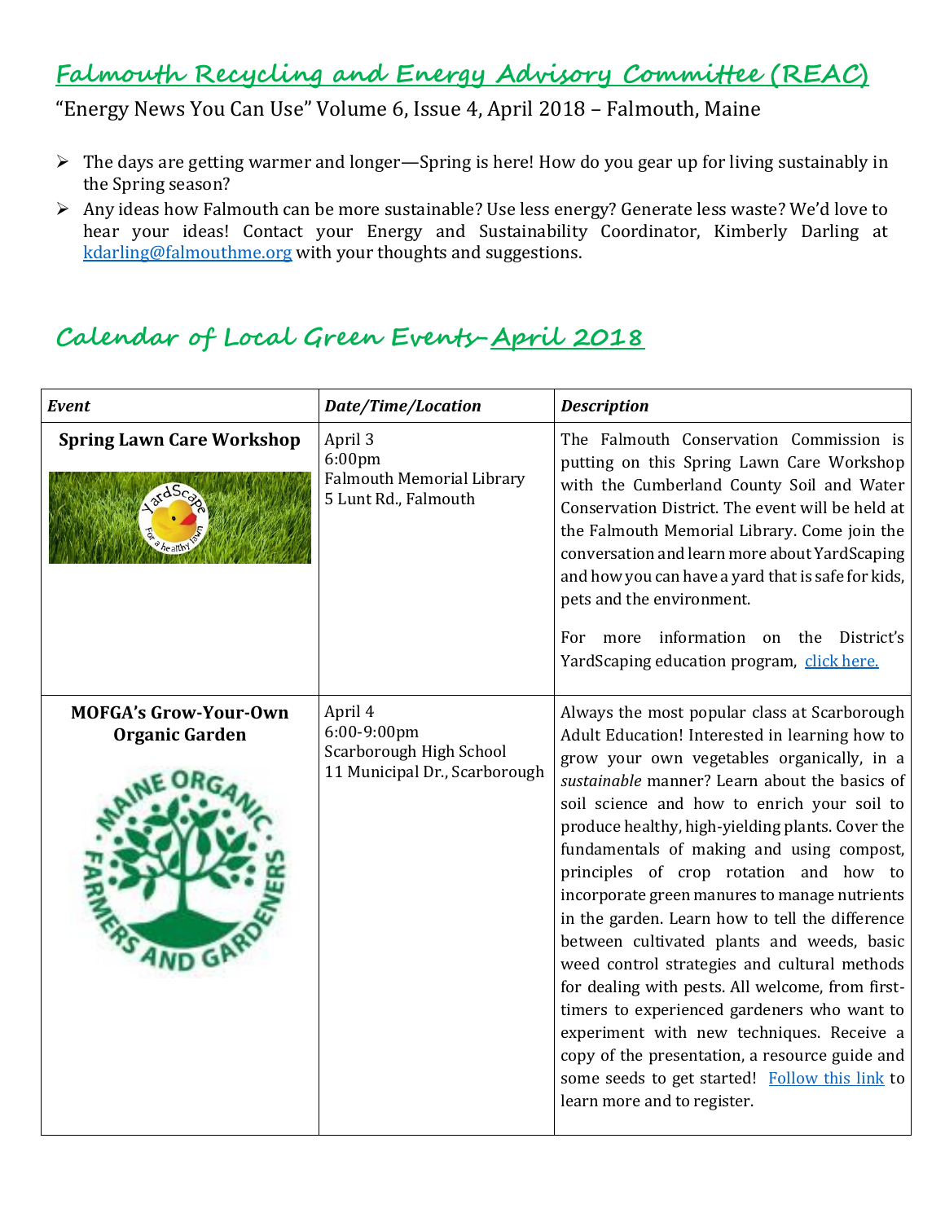# Falmouth Recycling and Energy Advisory Committee (REAC)

"Energy News You Can Use" Volume 6, Issue 4, April 2018 – Falmouth, Maine

- The days are getting warmer and longer—Spring is here! How do you gear up for living sustainably in the Spring season?
- Any ideas how Falmouth can be more sustainable? Use less energy? Generate less waste? We'd love to hear your ideas! Contact your Energy and Sustainability Coordinator, Kimberly Darling at kdarling@falmouthme.org with your thoughts and suggestions.

## Calendar of Local Green Events–April 2018

| *Event* | *Date/Time/Location* | *Description* |
|---|---|---|
| **Spring Lawn Care Workshop** | April 3<br>6:00pm<br>Falmouth Memorial Library<br>5 Lunt Rd., Falmouth | The Falmouth Conservation Commission is putting on this Spring Lawn Care Workshop with the Cumberland County Soil and Water Conservation District. The event will be held at the Falmouth Memorial Library. Come join the conversation and learn more about YardScaping and how you can have a yard that is safe for kids, pets and the environment.<br><br>For more information on the District's YardScaping education program, click here. |
| **MOFGA's Grow-Your-Own Organic Garden** | April 4<br>6:00-9:00pm<br>Scarborough High School<br>11 Municipal Dr., Scarborough | Always the most popular class at Scarborough Adult Education! Interested in learning how to grow your own vegetables organically, in a *sustainable* manner? Learn about the basics of soil science and how to enrich your soil to produce healthy, high-yielding plants. Cover the fundamentals of making and using compost, principles of crop rotation and how to incorporate green manures to manage nutrients in the garden. Learn how to tell the difference between cultivated plants and weeds, basic weed control strategies and cultural methods for dealing with pests. All welcome, from first-timers to experienced gardeners who want to experiment with new techniques. Receive a copy of the presentation, a resource guide and some seeds to get started! Follow this link to learn more and to register. |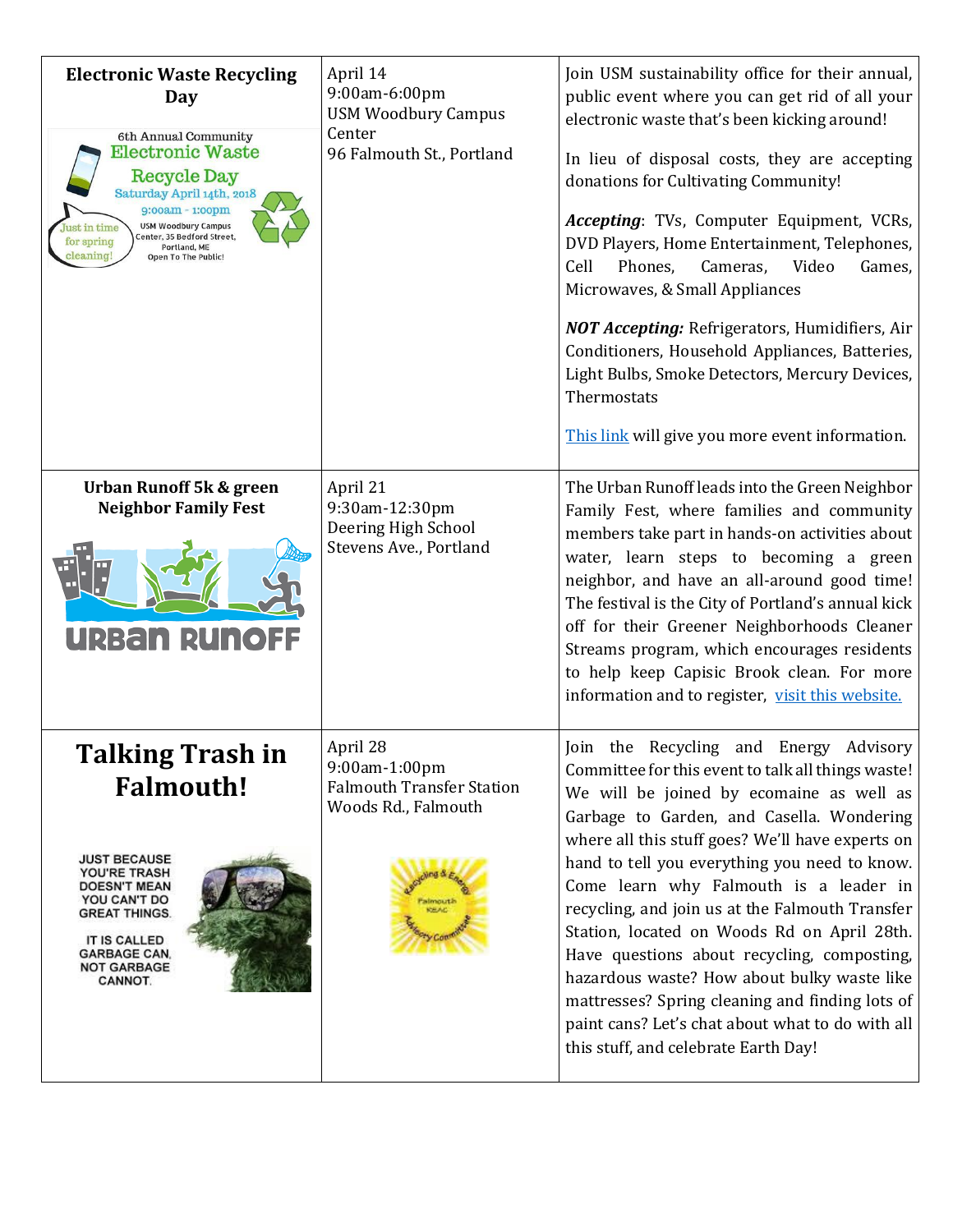| | | |
|---|---|---|
| **Electronic Waste Recycling Day**<br><br>6th Annual Community Electronic Waste Recycle Day<br>Saturday April 14th, 2018<br>9:00am - 1:00pm<br>USM Woodbury Campus Center, 35 Bedford Street, Portland, ME<br>Open To The Public!<br>Just in time for spring cleaning! | April 14<br>9:00am-6:00pm<br>USM Woodbury Campus Center<br>96 Falmouth St., Portland | Join USM sustainability office for their annual, public event where you can get rid of all your electronic waste that's been kicking around!<br><br>In lieu of disposal costs, they are accepting donations for Cultivating Community!<br><br>***Accepting***: TVs, Computer Equipment, VCRs, DVD Players, Home Entertainment, Telephones, Cell Phones, Cameras, Video Games, Microwaves, & Small Appliances<br><br>***NOT Accepting:*** Refrigerators, Humidifiers, Air Conditioners, Household Appliances, Batteries, Light Bulbs, Smoke Detectors, Mercury Devices, Thermostats<br><br>This link will give you more event information. |
| **Urban Runoff 5k & green Neighbor Family Fest**<br><br>URBAN RUNOFF | April 21<br>9:30am-12:30pm<br>Deering High School<br>Stevens Ave., Portland | The Urban Runoff leads into the Green Neighbor Family Fest, where families and community members take part in hands-on activities about water, learn steps to becoming a green neighbor, and have an all-around good time! The festival is the City of Portland's annual kick off for their Greener Neighborhoods Cleaner Streams program, which encourages residents to help keep Capisic Brook clean. For more information and to register, visit this website. |
| **Talking Trash in Falmouth!**<br><br>JUST BECAUSE YOU'RE TRASH DOESN'T MEAN YOU CAN'T DO GREAT THINGS.<br>IT IS CALLED GARBAGE CAN, NOT GARBAGE CANNOT. | April 28<br>9:00am-1:00pm<br>Falmouth Transfer Station<br>Woods Rd., Falmouth<br><br>Recycling & Energy Falmouth REAC Advisory Committee | Join the Recycling and Energy Advisory Committee for this event to talk all things waste! We will be joined by ecomaine as well as Garbage to Garden, and Casella. Wondering where all this stuff goes? We'll have experts on hand to tell you everything you need to know. Come learn why Falmouth is a leader in recycling, and join us at the Falmouth Transfer Station, located on Woods Rd on April 28th. Have questions about recycling, composting, hazardous waste? How about bulky waste like mattresses? Spring cleaning and finding lots of paint cans? Let's chat about what to do with all this stuff, and celebrate Earth Day! |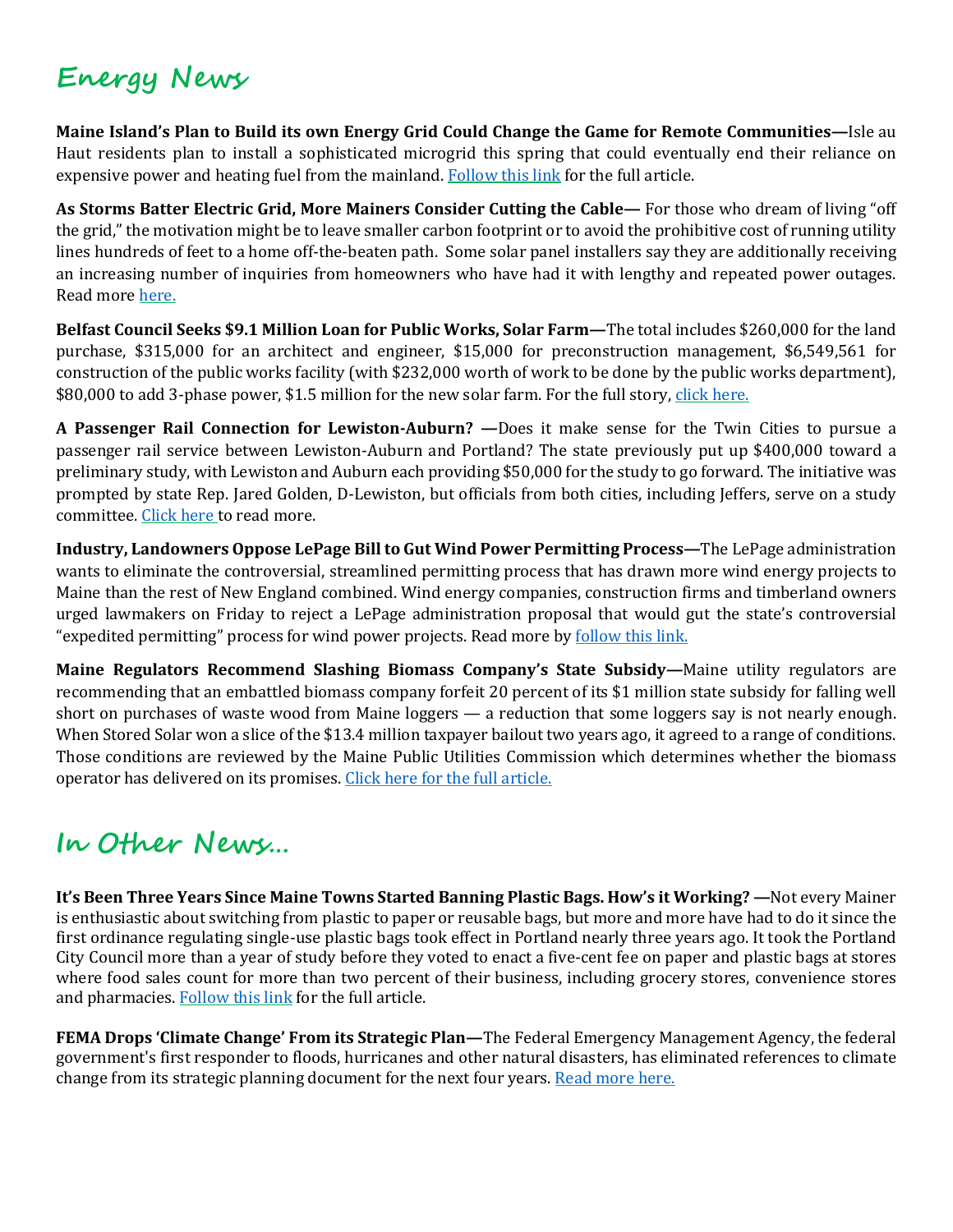# Energy News

**Maine Island's Plan to Build its own Energy Grid Could Change the Game for Remote Communities—**Isle au Haut residents plan to install a sophisticated microgrid this spring that could eventually end their reliance on expensive power and heating fuel from the mainland. Follow this link for the full article.

**As Storms Batter Electric Grid, More Mainers Consider Cutting the Cable—** For those who dream of living "off the grid," the motivation might be to leave smaller carbon footprint or to avoid the prohibitive cost of running utility lines hundreds of feet to a home off-the-beaten path. Some solar panel installers say they are additionally receiving an increasing number of inquiries from homeowners who have had it with lengthy and repeated power outages. Read more here.

**Belfast Council Seeks $9.1 Million Loan for Public Works, Solar Farm—**The total includes $260,000 for the land purchase, $315,000 for an architect and engineer, $15,000 for preconstruction management, $6,549,561 for construction of the public works facility (with $232,000 worth of work to be done by the public works department), $80,000 to add 3-phase power, $1.5 million for the new solar farm. For the full story, click here.

**A Passenger Rail Connection for Lewiston-Auburn? —**Does it make sense for the Twin Cities to pursue a passenger rail service between Lewiston-Auburn and Portland? The state previously put up $400,000 toward a preliminary study, with Lewiston and Auburn each providing $50,000 for the study to go forward. The initiative was prompted by state Rep. Jared Golden, D-Lewiston, but officials from both cities, including Jeffers, serve on a study committee. Click here to read more.

**Industry, Landowners Oppose LePage Bill to Gut Wind Power Permitting Process—**The LePage administration wants to eliminate the controversial, streamlined permitting process that has drawn more wind energy projects to Maine than the rest of New England combined. Wind energy companies, construction firms and timberland owners urged lawmakers on Friday to reject a LePage administration proposal that would gut the state's controversial "expedited permitting" process for wind power projects. Read more by follow this link.

**Maine Regulators Recommend Slashing Biomass Company's State Subsidy—**Maine utility regulators are recommending that an embattled biomass company forfeit 20 percent of its $1 million state subsidy for falling well short on purchases of waste wood from Maine loggers — a reduction that some loggers say is not nearly enough. When Stored Solar won a slice of the $13.4 million taxpayer bailout two years ago, it agreed to a range of conditions. Those conditions are reviewed by the Maine Public Utilities Commission which determines whether the biomass operator has delivered on its promises. Click here for the full article.

# In Other News…

**It's Been Three Years Since Maine Towns Started Banning Plastic Bags. How's it Working? —**Not every Mainer is enthusiastic about switching from plastic to paper or reusable bags, but more and more have had to do it since the first ordinance regulating single-use plastic bags took effect in Portland nearly three years ago. It took the Portland City Council more than a year of study before they voted to enact a five-cent fee on paper and plastic bags at stores where food sales count for more than two percent of their business, including grocery stores, convenience stores and pharmacies. Follow this link for the full article.

**FEMA Drops 'Climate Change' From its Strategic Plan—**The Federal Emergency Management Agency, the federal government's first responder to floods, hurricanes and other natural disasters, has eliminated references to climate change from its strategic planning document for the next four years. Read more here.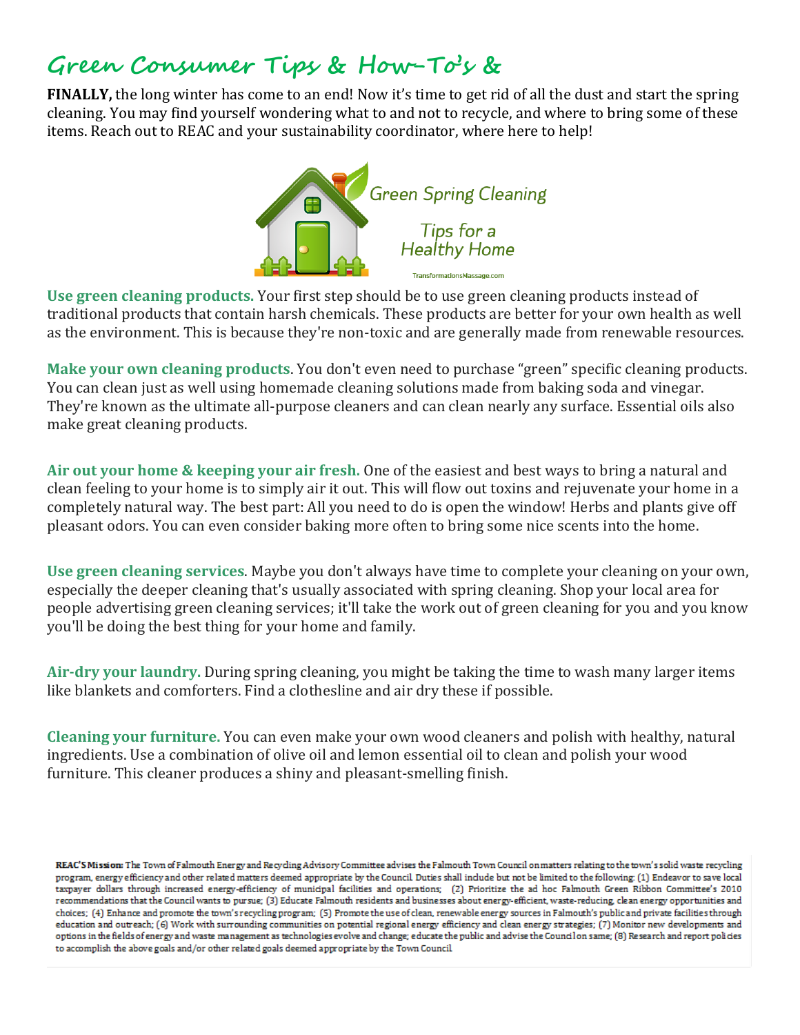# Green Consumer Tips & How-To's &

**FINALLY,** the long winter has come to an end! Now it's time to get rid of all the dust and start the spring cleaning. You may find yourself wondering what to and not to recycle, and where to bring some of these items. Reach out to REAC and your sustainability coordinator, where here to help!

Green Spring Cleaning

Tips for a Healthy Home

TransformationsMassage.com

**Use green cleaning products.** Your first step should be to use green cleaning products instead of traditional products that contain harsh chemicals. These products are better for your own health as well as the environment. This is because they're non-toxic and are generally made from renewable resources.

**Make your own cleaning products**. You don't even need to purchase "green" specific cleaning products. You can clean just as well using homemade cleaning solutions made from baking soda and vinegar. They're known as the ultimate all-purpose cleaners and can clean nearly any surface. Essential oils also make great cleaning products.

**Air out your home & keeping your air fresh.** One of the easiest and best ways to bring a natural and clean feeling to your home is to simply air it out. This will flow out toxins and rejuvenate your home in a completely natural way. The best part: All you need to do is open the window! Herbs and plants give off pleasant odors. You can even consider baking more often to bring some nice scents into the home.

**Use green cleaning services**. Maybe you don't always have time to complete your cleaning on your own, especially the deeper cleaning that's usually associated with spring cleaning. Shop your local area for people advertising green cleaning services; it'll take the work out of green cleaning for you and you know you'll be doing the best thing for your home and family.

**Air-dry your laundry.** During spring cleaning, you might be taking the time to wash many larger items like blankets and comforters. Find a clothesline and air dry these if possible.

**Cleaning your furniture.** You can even make your own wood cleaners and polish with healthy, natural ingredients. Use a combination of olive oil and lemon essential oil to clean and polish your wood furniture. This cleaner produces a shiny and pleasant-smelling finish.

**REAC'S Mission:** The Town of Falmouth Energy and Recycling Advisory Committee advises the Falmouth Town Council on matters relating to the town's solid waste recycling program, energy efficiency and other related matters deemed appropriate by the Council. Duties shall include but not be limited to the following: (1) Endeavor to save local taxpayer dollars through increased energy-efficiency of municipal facilities and operations; (2) Prioritize the ad hoc Falmouth Green Ribbon Committee's 2010 recommendations that the Council wants to pursue; (3) Educate Falmouth residents and businesses about energy-efficient, waste-reducing, clean energy opportunities and choices; (4) Enhance and promote the town's recycling program; (5) Promote the use of clean, renewable energy sources in Falmouth's public and private facilities through education and outreach; (6) Work with surrounding communities on potential regional energy efficiency and clean energy strategies; (7) Monitor new developments and options in the fields of energy and waste management as technologies evolve and change; educate the public and advise the Council on same; (8) Research and report policies to accomplish the above goals and/or other related goals deemed appropriate by the Town Council